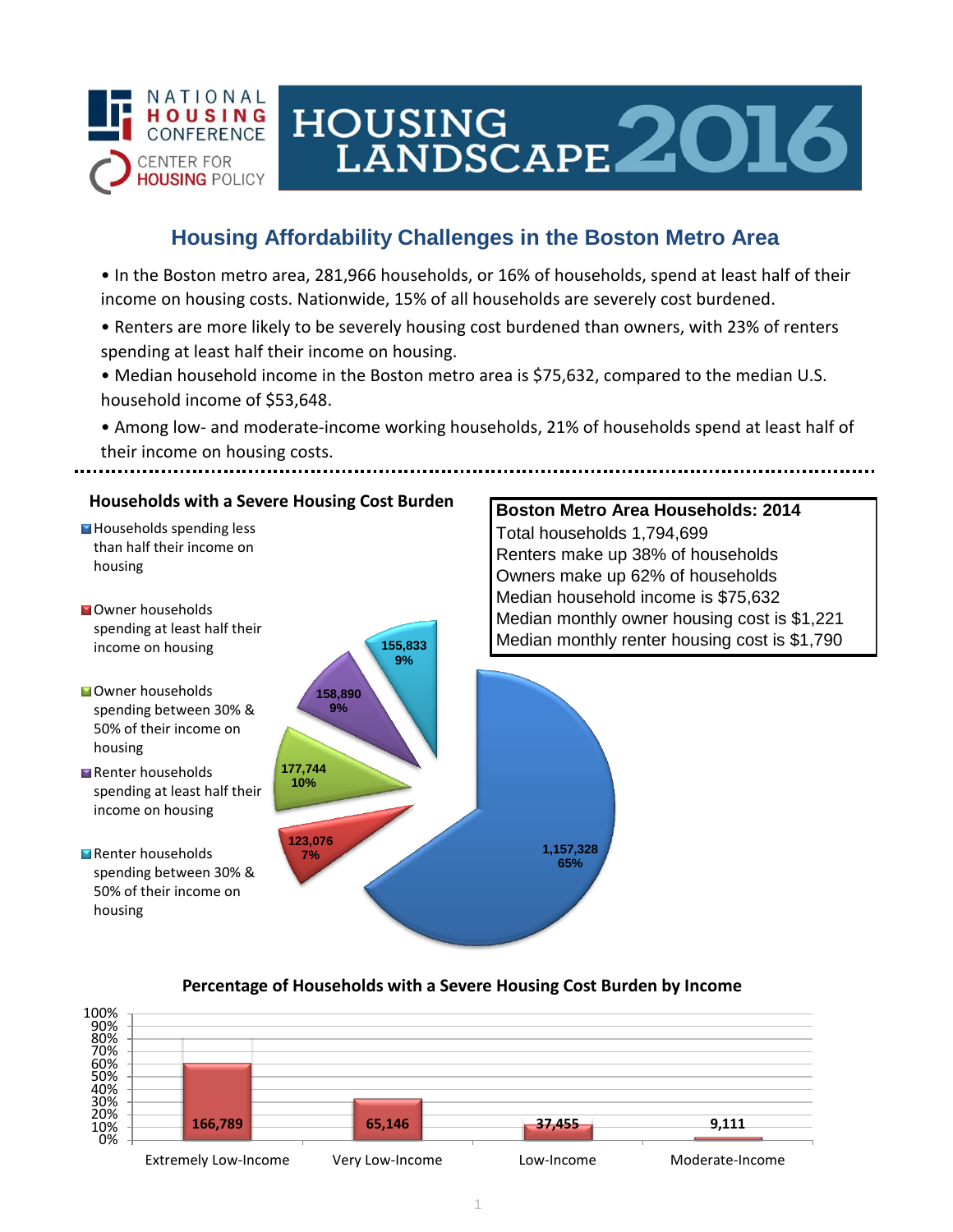NATIONAL HOUSING CONFERENCE

CENTER FOR HOUSING POLICY

# HOUSING LANDSCAPE 2016

## Housing Affordability Challenges in the Boston Metro Area

- In the Boston metro area, 281,966 households, or 16% of households, spend at least half of their income on housing costs. Nationwide, 15% of all households are severely cost burdened.
- Renters are more likely to be severely housing cost burdened than owners, with 23% of renters spending at least half their income on housing.
- Median household income in the Boston metro area is $75,632, compared to the median U.S. household income of $53,648.
- Among low- and moderate-income working households, 21% of households spend at least half of their income on housing costs.

### Households with a Severe Housing Cost Burden

| Category | Households | Percent |
|---|---|---|
| Households spending less than half their income on housing | 1,157,328 | 65% |
| Owner households spending at least half their income on housing | 123,076 | 7% |
| Owner households spending between 30% & 50% of their income on housing | 177,744 | 10% |
| Renter households spending at least half their income on housing | 158,890 | 9% |
| Renter households spending between 30% & 50% of their income on housing | 155,833 | 9% |

### Boston Metro Area Households: 2014

Total households 1,794,699
Renters make up 38% of households
Owners make up 62% of households
Median household income is $75,632
Median monthly owner housing cost is $1,221
Median monthly renter housing cost is $1,790

### Percentage of Households with a Severe Housing Cost Burden by Income

| Income Level | Households |
|---|---|
| Extremely Low-Income | 166,789 |
| Very Low-Income | 65,146 |
| Low-Income | 37,455 |
| Moderate-Income | 9,111 |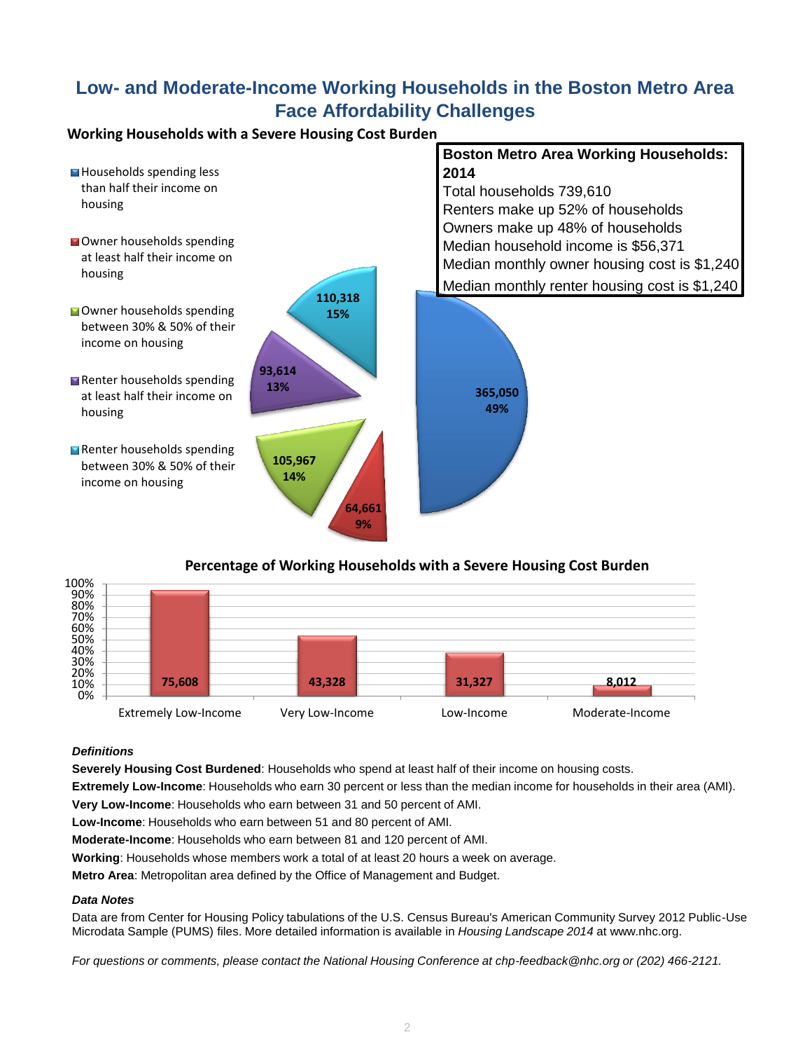# Low- and Moderate-Income Working Households in the Boston Metro Area Face Affordability Challenges

## Working Households with a Severe Housing Cost Burden

Households spending less than half their income on housing

Owner households spending at least half their income on housing

Owner households spending between 30% & 50% of their income on housing

Renter households spending at least half their income on housing

Renter households spending between 30% & 50% of their income on housing

110,318
15%

93,614
13%

105,967
14%

64,661
9%

365,050
49%

**Boston Metro Area Working Households: 2014**

Total households 739,610

Renters make up 52% of households

Owners make up 48% of households

Median household income is $56,371

Median monthly owner housing cost is $1,240

Median monthly renter housing cost is $1,240

## Percentage of Working Households with a Severe Housing Cost Burden

100%
90%
80%
70%
60%
50%
40%
30%
20%
10%
0%

75,608
43,328
31,327
8,012

Extremely Low-Income
Very Low-Income
Low-Income
Moderate-Income

***Definitions***

**Severely Housing Cost Burdened**: Households who spend at least half of their income on housing costs.

**Extremely Low-Income**: Households who earn 30 percent or less than the median income for households in their area (AMI).

**Very Low-Income**: Households who earn between 31 and 50 percent of AMI.

**Low-Income**: Households who earn between 51 and 80 percent of AMI.

**Moderate-Income**: Households who earn between 81 and 120 percent of AMI.

**Working**: Households whose members work a total of at least 20 hours a week on average.

**Metro Area**: Metropolitan area defined by the Office of Management and Budget.

***Data Notes***

Data are from Center for Housing Policy tabulations of the U.S. Census Bureau's American Community Survey 2012 Public-Use Microdata Sample (PUMS) files. More detailed information is available in *Housing Landscape 2014* at www.nhc.org.

*For questions or comments, please contact the National Housing Conference at chp-feedback@nhc.org or (202) 466-2121.*